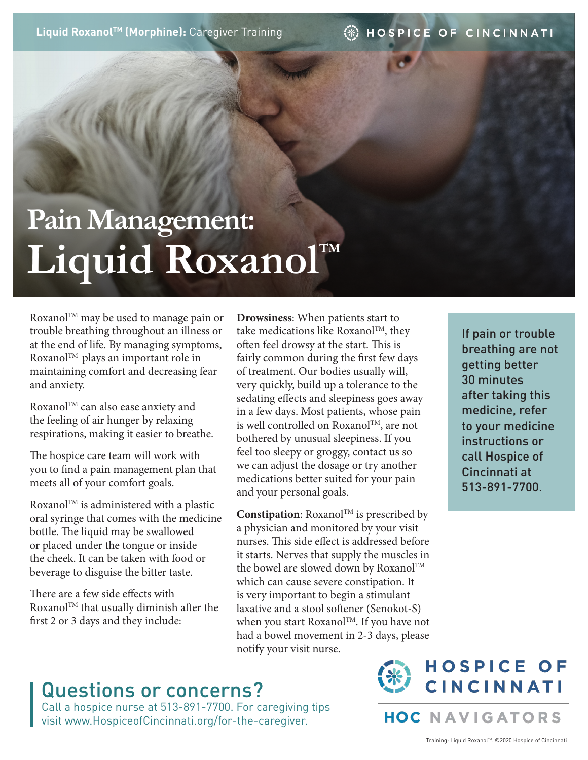# Pain Management: Liquid Roxanol™

Roxanol™ may be used to manage pain or trouble breathing throughout an illness or at the end of life. By managing symptoms, Roxanol™ plays an important role in maintaining comfort and decreasing fear and anxiety.

Roxanol™ can also ease anxiety and the feeling of air hunger by relaxing respirations, making it easier to breathe.

The hospice care team will work with you to find a pain management plan that meets all of your comfort goals.

Roxanol™ is administered with a plastic oral syringe that comes with the medicine bottle. The liquid may be swallowed or placed under the tongue or inside the cheek. It can be taken with food or beverage to disguise the bitter taste.

There are a few side effects with Roxanol™ that usually diminish after the first 2 or 3 days and they include:

**Drowsiness**: When patients start to take medications like Roxanol™, they often feel drowsy at the start. This is fairly common during the first few days of treatment. Our bodies usually will, very quickly, build up a tolerance to the sedating effects and sleepiness goes away in a few days. Most patients, whose pain is well controlled on Roxanol™, are not bothered by unusual sleepiness. If you feel too sleepy or groggy, contact us so we can adjust the dosage or try another medications better suited for your pain and your personal goals.

**Constipation**: Roxanol™ is prescribed by a physician and monitored by your visit nurses. This side effect is addressed before it starts. Nerves that supply the muscles in the bowel are slowed down by Roxanol™ which can cause severe constipation. It is very important to begin a stimulant laxative and a stool softener (Senokot-S) when you start Roxanol™. If you have not had a bowel movement in 2-3 days, please notify your visit nurse.

If pain or trouble breathing are not getting better 30 minutes after taking this medicine, refer to your medicine instructions or call Hospice of Cincinnati at 513-891-7700.

## Questions or concerns?

Call a hospice nurse at 513-891-7700. For caregiving tips visit www.HospiceofCincinnati.org/for-the-caregiver.

HOSPICE OF CINCINNATI

HOC NAVIGATORS

Training: Liquid Roxanol™. ©2020 Hospice of Cincinnati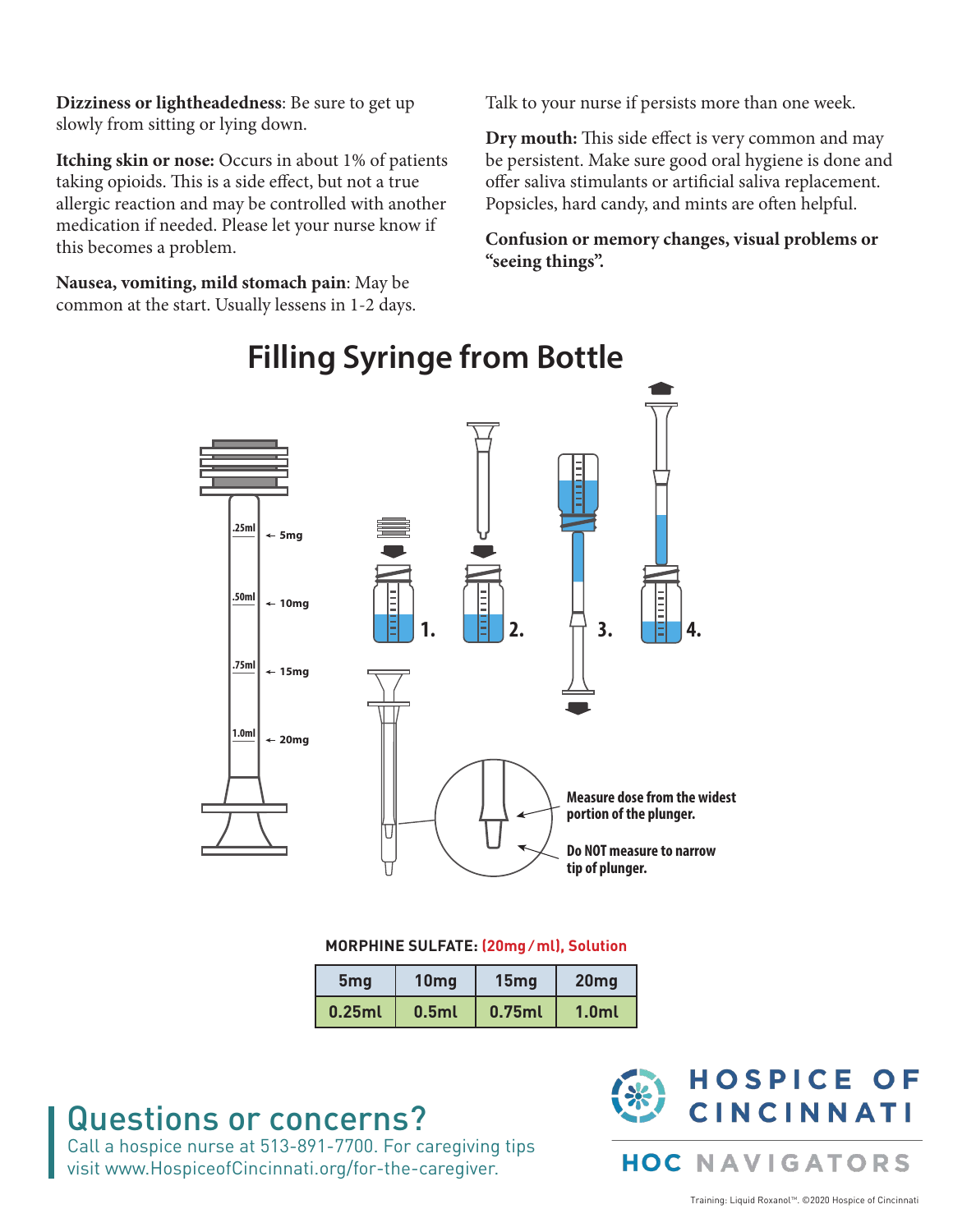**Dizziness or lightheadedness**: Be sure to get up slowly from sitting or lying down.

**Itching skin or nose:** Occurs in about 1% of patients taking opioids. This is a side effect, but not a true allergic reaction and may be controlled with another medication if needed. Please let your nurse know if this becomes a problem.

**Nausea, vomiting, mild stomach pain**: May be common at the start. Usually lessens in 1-2 days.

Talk to your nurse if persists more than one week.

**Dry mouth:** This side effect is very common and may be persistent. Make sure good oral hygiene is done and offer saliva stimulants or artificial saliva replacement. Popsicles, hard candy, and mints are often helpful.

**Confusion or memory changes, visual problems or "seeing things".**

## Filling Syringe from Bottle

.25ml ← 5mg
.50ml ← 10mg
.75ml ← 15mg
1.0ml ← 20mg

1. 2. 3. 4.

**Measure dose from the widest portion of the plunger.**

**Do NOT measure to narrow tip of plunger.**

**MORPHINE SULFATE: (20mg/ml), Solution**

| 5mg | 10mg | 15mg | 20mg |
|---|---|---|---|
| 0.25ml | 0.5ml | 0.75ml | 1.0ml |

## Questions or concerns?

Call a hospice nurse at 513-891-7700. For caregiving tips visit www.HospiceofCincinnati.org/for-the-caregiver.

HOSPICE OF CINCINNATI

HOC NAVIGATORS

Training: Liquid Roxanol™. ©2020 Hospice of Cincinnati